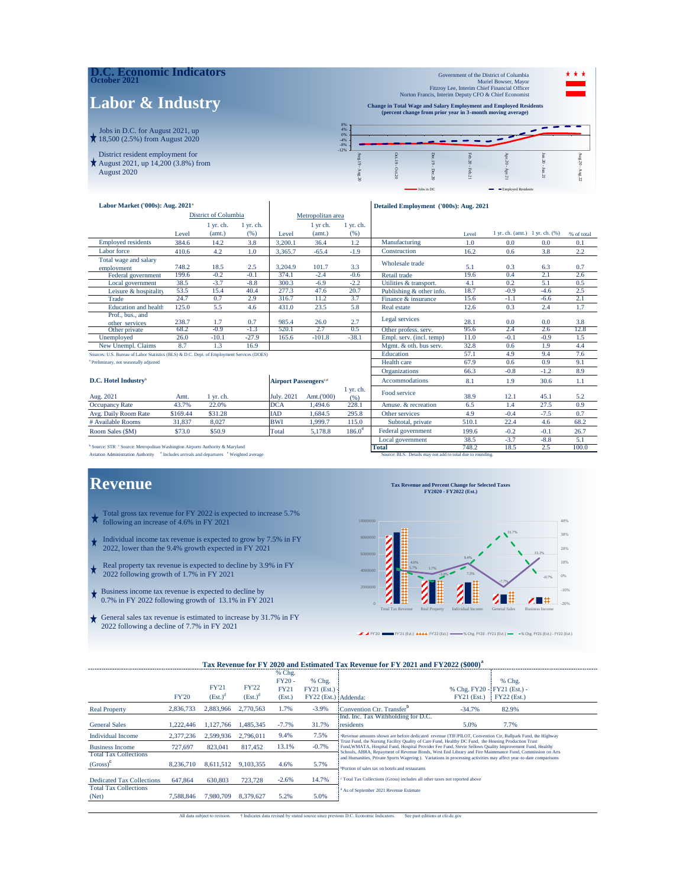# D.C. Economic Indicators

**October 2021**

Government of the District of Columbia
Muriel Bowser, Mayor
Fitzroy Lee, Interim Chief Financial Officer
Norton Francis, Interim Deputy CFO & Chief Economist

## Labor & Industry

- Jobs in D.C. for August 2021, up 18,500 (2.5%) from August 2020
- District resident employment for August 2021, up 14,200 (3.8%) from August 2020

**Change in Total Wage and Salary Employment and Employed Residents (percent change from prior year in 3-month moving average)**

### Labor Market ('000s): Aug. 2021[a]

| | District of Columbia | | | Metropolitan area | | |
|---|---|---|---|---|---|---|
| | Level | 1 yr. ch. (amt.) | 1 yr. ch. (%) | Level | 1 yr ch. (amt.) | 1 yr. ch. (%) |
| Employed residents | 384.6 | 14.2 | 3.8 | 3,200.1 | 36.4 | 1.2 |
| Labor force | 410.6 | 4.2 | 1.0 | 3,365.7 | -65.4 | -1.9 |
| Total wage and salary employment | 748.2 | 18.5 | 2.5 | 3,204.9 | 101.7 | 3.3 |
| Federal government | 199.6 | -0.2 | -0.1 | 374.1 | -2.4 | -0.6 |
| Local government | 38.5 | -3.7 | -8.8 | 300.3 | -6.9 | -2.2 |
| Leisure & hospitality | 53.5 | 15.4 | 40.4 | 277.3 | 47.6 | 20.7 |
| Trade | 24.7 | 0.7 | 2.9 | 316.7 | 11.2 | 3.7 |
| Education and health | 125.0 | 5.5 | 4.6 | 431.0 | 23.5 | 5.8 |
| Prof., bus., and other services | 238.7 | 1.7 | 0.7 | 985.4 | 26.0 | 2.7 |
| Other private | 68.2 | -0.9 | -1.3 | 520.1 | 2.7 | 0.5 |
| Unemployed | 26.0 | -10.1 | -27.9 | 165.6 | -101.8 | -38.1 |
| New Unempl. Claims | 8.7 | 1.3 | 16.9 | | | |

Sources: U.S. Bureau of Labor Statistics (BLS) & D.C. Dept. of Employment Services (DOES)
[a] Preliminary, not seasonally adjusted

### D.C. Hotel Industry[b]

| Aug. 2021 | Amt. | 1 yr. ch. |
|---|---|---|
| Occupancy Rate | 43.7% | 22.0% |
| Avg. Daily Room Rate | $169.44 | $31.28 |
| # Available Rooms | 31,837 | 8,027 |
| Room Sales ($M) | $73.0 | $50.9 |

### Airport Passengers[c,d]

| July. 2021 | Amt.('000) | 1 yr. ch. (%) |
|---|---|---|
| DCA | 1,494.6 | 228.1 |
| IAD | 1,684.5 | 295.8 |
| BWI | 1,999.7 | 115.0 |
| Total | 5,178.8 | 186.0[e] |

[b] Source: STR [c] Source: Metropolitan Washington Airports Authority & Maryland Aviation Administration Authority [d] Includes arrivals and departures [e] Weighted average

### Detailed Employment ('000s): Aug. 2021

| | Level | 1 yr. ch. (amt.) | 1 yr. ch. (%) | % of total |
|---|---|---|---|---|
| Manufacturing | 1.0 | 0.0 | 0.0 | 0.1 |
| Construction | 16.2 | 0.6 | 3.8 | 2.2 |
| Wholesale trade | 5.1 | 0.3 | 6.3 | 0.7 |
| Retail trade | 19.6 | 0.4 | 2.1 | 2.6 |
| Utilities & transport. | 4.1 | 0.2 | 5.1 | 0.5 |
| Publishing & other info. | 18.7 | -0.9 | -4.6 | 2.5 |
| Finance & insurance | 15.6 | -1.1 | -6.6 | 2.1 |
| Real estate | 12.6 | 0.3 | 2.4 | 1.7 |
| Legal services | 28.1 | 0.0 | 0.0 | 3.8 |
| Other profess. serv. | 95.6 | 2.4 | 2.6 | 12.8 |
| Empl. serv. (incl. temp) | 11.0 | -0.1 | -0.9 | 1.5 |
| Mgmt. & oth. bus serv. | 32.8 | 0.6 | 1.9 | 4.4 |
| Education | 57.1 | 4.9 | 9.4 | 7.6 |
| Health care | 67.9 | 0.6 | 0.9 | 9.1 |
| Organizations | 66.3 | -0.8 | -1.2 | 8.9 |
| Accommodations | 8.1 | 1.9 | 30.6 | 1.1 |
| Food service | 38.9 | 12.1 | 45.1 | 5.2 |
| Amuse. & recreation | 6.5 | 1.4 | 27.5 | 0.9 |
| Other services | 4.9 | -0.4 | -7.5 | 0.7 |
| Subtotal, private | 510.1 | 22.4 | 4.6 | 68.2 |
| Federal government | 199.6 | -0.2 | -0.1 | 26.7 |
| Local government | 38.5 | -3.7 | -8.8 | 5.1 |
| **Total** | 748.2 | 18.5 | 2.5 | 100.0 |

Source: BLS. Details may not add to total due to rounding.

## Revenue

- Total gross tax revenue for FY 2022 is expected to increase 5.7% following an increase of 4.6% in FY 2021
- Individual income tax revenue is expected to grow by 7.5% in FY 2022, lower than the 9.4% growth expected in FY 2021
- Real property tax revenue is expected to decline by 3.9% in FY 2022 following growth of 1.7% in FY 2021
- Business income tax revenue is expected to decline by 0.7% in FY 2022 following growth of 13.1% in FY 2021
- General sales tax revenue is estimated to increase by 31.7% in FY 2022 following a decline of 7.7% in FY 2021

**Tax Revenue and Percent Change for Selected Taxes FY2020 - FY2022 (Est.)**

### Tax Revenue for FY 2020 and Estimated Tax Revenue for FY 2021 and FY2022 ($000)[a]

| | FY'20 | FY'21 (Est.)[d] | FY'22 (Est.)[d] | % Chg. FY20 - FY21 (Est.) | % Chg. FY21 (Est.) FY22 (Est.) |
|---|---|---|---|---|---|
| Real Property | 2,836,733 | 2,883,966 | 2,770,563 | 1.7% | -3.9% |
| General Sales | 1,222,446 | 1,127,766 | 1,485,345 | -7.7% | 31.7% |
| Individual Income | 2,377,236 | 2,599,936 | 2,796,011 | 9.4% | 7.5% |
| Business Income | 727,697 | 823,041 | 817,452 | 13.1% | -0.7% |
| Total Tax Collections (Gross)[c] | 8,236,710 | 8,611,512 | 9,103,355 | 4.6% | 5.7% |
| Dedicated Tax Collections | 647,864 | 630,803 | 723,728 | -2.6% | 14.7% |
| Total Tax Collections (Net) | 7,588,846 | 7,980,709 | 8,379,627 | 5.2% | 5.0% |

| Addenda: | % Chg. FY20 - FY21 (Est.) | % Chg. FY21 (Est.) - FY22 (Est.) |
|---|---|---|
| Convention Ctr. Transfer[b] | -34.7% | 82.9% |
| Ind. Inc. Tax Withholding for D.C. residents | 5.0% | 7.7% |

[a] Revenue amounts shown are before dedicated revenue (TIF/PILOT, Convention Ctr, Ballpark Fund, the Highway Trust Fund, the Nursing Facility Quality of Care Fund, Healthy DC Fund, the Housing Production Trust Fund,WMATA, Hospital Fund, Hospital Provider Fee Fund, Stevie Sellows Quality Improvement Fund, Healthy Schools, ABRA, Repayment of Revenue Bonds, West End Library and Fire Maintenance Fund, Commission on Arts and Humanities, Private Sports Wagering ). Variations in processing activities may affect year-to-date comparisons

[b] Portion of sales tax on hotels and restaurants

[c] Total Tax Collections (Gross) includes all other taxes not reported above

[d] As of September 2021 Revenue Estimate

All data subject to revision. † Indicates data revised by stated source since previous D.C. Economic Indicators. See past editions at cfo.dc.gov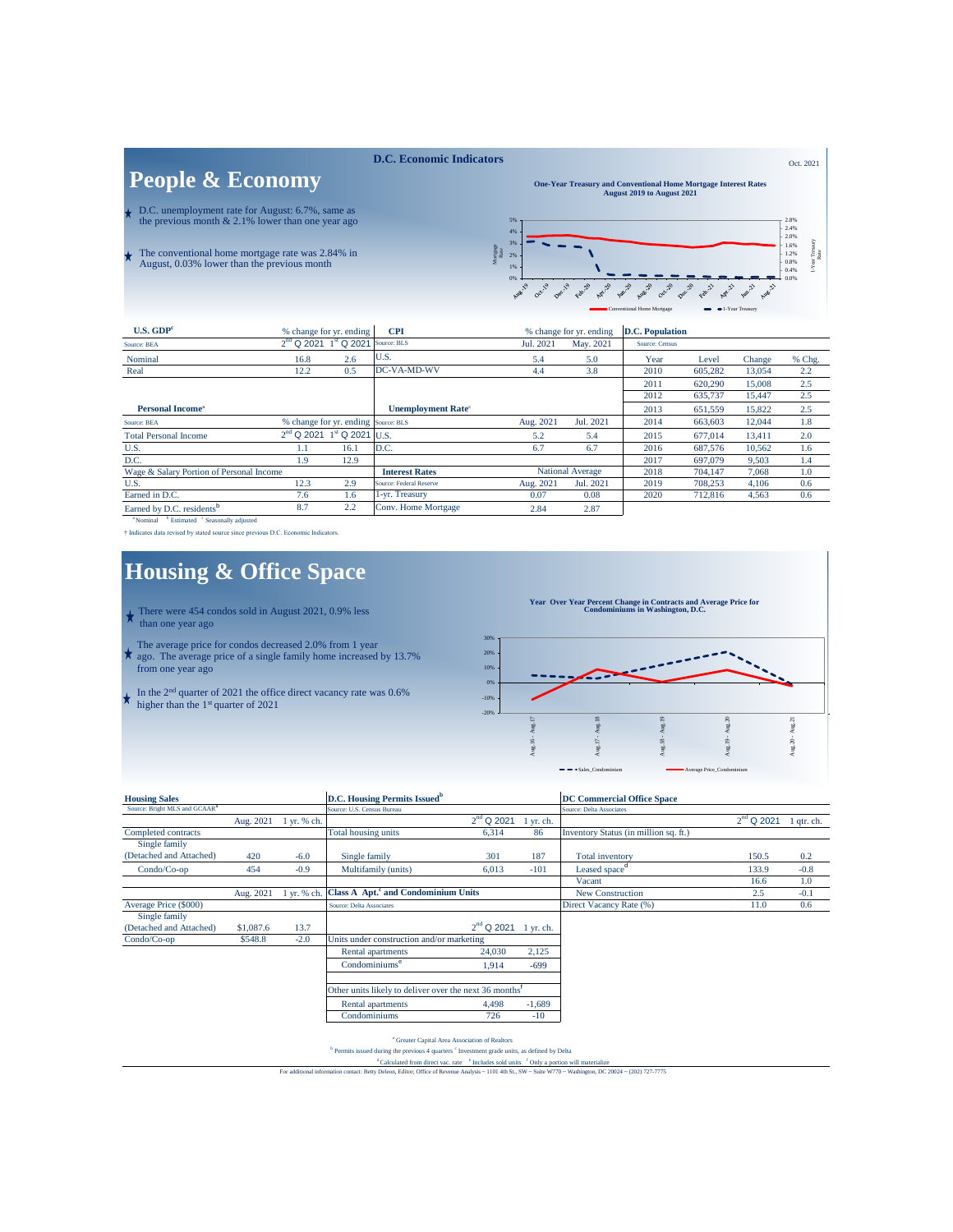D.C. Economic Indicators

Oct. 2021

# People & Economy

- D.C. unemployment rate for August: 6.7%, same as the previous month & 2.1% lower than one year ago
- The conventional home mortgage rate was 2.84% in August, 0.03% lower than the previous month

**One-Year Treasury and Conventional Home Mortgage Interest Rates**
**August 2019 to August 2021**

Mortgage Rate
5%
4%
3%
2%
1%
0%

1-Year Treasury Rate
2.8%
2.4%
2.0%
1.6%
1.2%
0.8%
0.4%
0.0%

Aug-19 Oct-19 Dec-19 Feb-20 Apr-20 Jun-20 Aug-20 Oct-20 Dec-20 Feb-21 Apr-21 Jun-21 Aug-21

Conventional Home Mortgage
1-Year Treasury

| U.S. GDP[c] | % change for yr. ending | |
|---|---|---|
| Source: BEA | 2nd Q 2021 | 1st Q 2021 |
| Nominal | 16.8 | 2.6 |
| Real | 12.2 | 0.5 |

| Personal Income[a] | % change for yr. ending | |
|---|---|---|
| Source: BEA | 2nd Q 2021 | 1st Q 2021 |
| Total Personal Income | | |
| U.S. | 1.1 | 16.1 |
| D.C. | 1.9 | 12.9 |
| Wage & Salary Portion of Personal Income | | |
| U.S. | 12.3 | 2.9 |
| Earned in D.C. | 7.6 | 1.6 |
| Earned by D.C. residents[b] | 8.7 | 2.2 |

[a] Nominal [b] Estimated [c] Seasonally adjusted

| CPI | % change for yr. ending | |
|---|---|---|
| Source: BLS | Jul. 2021 | May. 2021 |
| U.S. | 5.4 | 5.0 |
| DC-VA-MD-WV | 4.4 | 3.8 |

| Unemployment Rate[c] | | |
|---|---|---|
| Source: BLS | Aug. 2021 | Jul. 2021 |
| U.S. | 5.2 | 5.4 |
| D.C. | 6.7 | 6.7 |

| Interest Rates | National Average | |
|---|---|---|
| Source: Federal Reserve | Aug. 2021 | Jul. 2021 |
| 1-yr. Treasury | 0.07 | 0.08 |
| Conv. Home Mortgage | 2.84 | 2.87 |

| D.C. Population | | | |
|---|---|---|---|
| Source: Census | | | |
| Year | Level | Change | % Chg. |
| 2010 | 605,282 | 13,054 | 2.2 |
| 2011 | 620,290 | 15,008 | 2.5 |
| 2012 | 635,737 | 15,447 | 2.5 |
| 2013 | 651,559 | 15,822 | 2.5 |
| 2014 | 663,603 | 12,044 | 1.8 |
| 2015 | 677,014 | 13,411 | 2.0 |
| 2016 | 687,576 | 10,562 | 1.6 |
| 2017 | 697,079 | 9,503 | 1.4 |
| 2018 | 704,147 | 7,068 | 1.0 |
| 2019 | 708,253 | 4,106 | 0.6 |
| 2020 | 712,816 | 4,563 | 0.6 |

† Indicates data revised by stated source since previous D.C. Economic Indicators.

# Housing & Office Space

- There were 454 condos sold in August 2021, 0.9% less than one year ago
- The average price for condos decreased 2.0% from 1 year ago. The average price of a single family home increased by 13.7% from one year ago
- In the 2nd quarter of 2021 the office direct vacancy rate was 0.6% higher than the 1st quarter of 2021

**Year Over Year Percent Change in Contracts and Average Price for Condominiums in Washington, D.C.**

30%
20%
10%
0%
-10%
-20%

Aug.16 - Aug.17
Aug.17 - Aug.18
Aug.18 - Aug.19
Aug.19 - Aug.20
Aug.20 - Aug.21

Sales_Condominium
Average Price_Condominium

| Housing Sales | | |
|---|---|---|
| Source: Bright MLS and GCAAR[a] | | |
| | Aug. 2021 | 1 yr. % ch. |
| Completed contracts | | |
| Single family (Detached and Attached) | 420 | -6.0 |
| Condo/Co-op | 454 | -0.9 |
| | Aug. 2021 | 1 yr. % ch. |
| Average Price ($000) | | |
| Single family (Detached and Attached) | $1,087.6 | 13.7 |
| Condo/Co-op | $548.8 | -2.0 |

| D.C. Housing Permits Issued[b] | | |
|---|---|---|
| Source: U.S. Census Bureau | 2nd Q 2021 | 1 yr. ch. |
| Total housing units | 6,314 | 86 |
| Single family | 301 | 187 |
| Multifamily (units) | 6,013 | -101 |

| Class A Apt.[c] and Condominium Units | | |
|---|---|---|
| Source: Delta Associates | 2nd Q 2021 | 1 yr. ch. |
| Units under construction and/or marketing | | |
| Rental apartments | 24,030 | 2,125 |
| Condominiums[e] | 1,914 | -699 |
| Other units likely to deliver over the next 36 months[f] | | |
| Rental apartments | 4,498 | -1,689 |
| Condominiums | 726 | -10 |

| DC Commercial Office Space | | |
|---|---|---|
| Source: Delta Associates | 2nd Q 2021 | 1 qtr. ch. |
| Inventory Status (in million sq. ft.) | | |
| Total inventory | 150.5 | 0.2 |
| Leased space[d] | 133.9 | -0.8 |
| Vacant | 16.6 | 1.0 |
| New Construction | 2.5 | -0.1 |
| Direct Vacancy Rate (%) | 11.0 | 0.6 |

[a] Greater Capital Area Association of Realtors
[b] Permits issued during the previous 4 quarters [c] Investment grade units, as defined by Delta
[d] Calculated from direct vac. rate [e] Includes sold units [f] Only a portion will materialize

For additional information contact: Betty Deleon, Editor; Office of Revenue Analysis ~ 1101 4th St., SW ~ Suite W770 ~ Washington, DC 20024 ~ (202) 727-7775